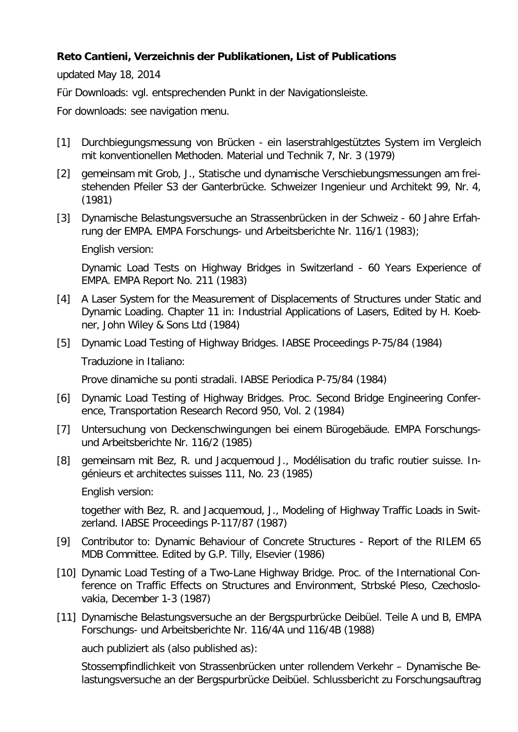**Reto Cantieni, Verzeichnis der Publikationen, List of Publications**

updated May 18, 2014

Für Downloads: vgl. entsprechenden Punkt in der Navigationsleiste.

For downloads: see navigation menu.

[1] Durchbiegungsmessung von Brücken - ein laserstrahlgestütztes System im Vergleich mit konventionellen Methoden. Material und Technik 7, Nr. 3 (1979)

[2] gemeinsam mit Grob, J., Statische und dynamische Verschiebungsmessungen am freistehenden Pfeiler S3 der Ganterbrücke. Schweizer Ingenieur und Architekt 99, Nr. 4, (1981)

[3] Dynamische Belastungsversuche an Strassenbrücken in der Schweiz - 60 Jahre Erfahrung der EMPA. EMPA Forschungs- und Arbeitsberichte Nr. 116/1 (1983);

English version:

Dynamic Load Tests on Highway Bridges in Switzerland - 60 Years Experience of EMPA. EMPA Report No. 211 (1983)

[4] A Laser System for the Measurement of Displacements of Structures under Static and Dynamic Loading. Chapter 11 in: Industrial Applications of Lasers, Edited by H. Koebner, John Wiley & Sons Ltd (1984)

[5] Dynamic Load Testing of Highway Bridges. IABSE Proceedings P-75/84 (1984)

Traduzione in Italiano:

Prove dinamiche su ponti stradali. IABSE Periodica P-75/84 (1984)

[6] Dynamic Load Testing of Highway Bridges. Proc. Second Bridge Engineering Conference, Transportation Research Record 950, Vol. 2 (1984)

[7] Untersuchung von Deckenschwingungen bei einem Bürogebäude. EMPA Forschungs- und Arbeitsberichte Nr. 116/2 (1985)

[8] gemeinsam mit Bez, R. und Jacquemoud J., Modélisation du trafic routier suisse. Ingénieurs et architectes suisses 111, No. 23 (1985)

English version:

together with Bez, R. and Jacquemoud, J., Modeling of Highway Traffic Loads in Switzerland. IABSE Proceedings P-117/87 (1987)

[9] Contributor to: Dynamic Behaviour of Concrete Structures - Report of the RILEM 65 MDB Committee. Edited by G.P. Tilly, Elsevier (1986)

[10] Dynamic Load Testing of a Two-Lane Highway Bridge. Proc. of the International Conference on Traffic Effects on Structures and Environment, Strbské Pleso, Czechoslovakia, December 1-3 (1987)

[11] Dynamische Belastungsversuche an der Bergspurbrücke Deibüel. Teile A und B, EMPA Forschungs- und Arbeitsberichte Nr. 116/4A und 116/4B (1988)

auch publiziert als (also published as):

Stossempfindlichkeit von Strassenbrücken unter rollendem Verkehr – Dynamische Belastungsversuche an der Bergspurbrücke Deibüel. Schlussbericht zu Forschungsauftrag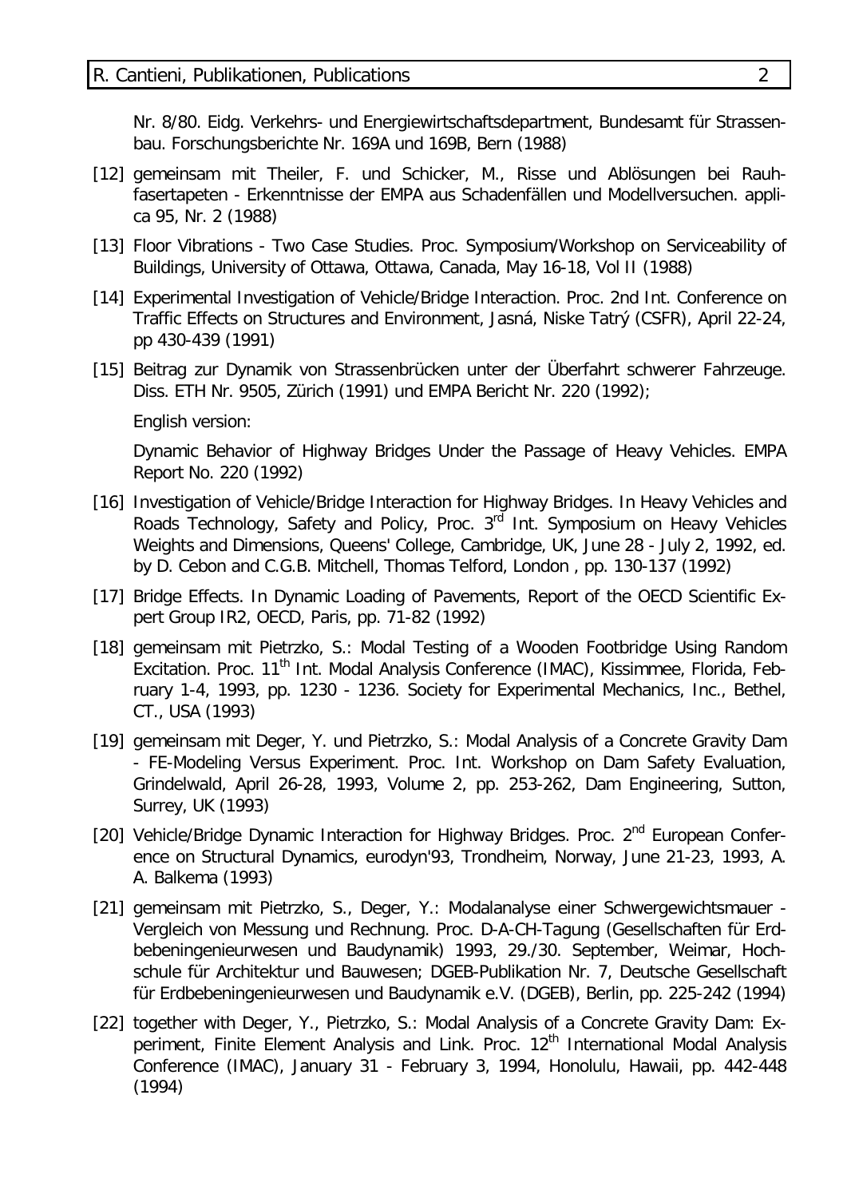Nr. 8/80. Eidg. Verkehrs- und Energiewirtschaftsdepartment, Bundesamt für Strassenbau. Forschungsberichte Nr. 169A und 169B, Bern (1988)

[12] gemeinsam mit Theiler, F. und Schicker, M., Risse und Ablösungen bei Rauhfasertapeten - Erkenntnisse der EMPA aus Schadenfällen und Modellversuchen. applica 95, Nr. 2 (1988)

[13] Floor Vibrations - Two Case Studies. Proc. Symposium/Workshop on Serviceability of Buildings, University of Ottawa, Ottawa, Canada, May 16-18, Vol II (1988)

[14] Experimental Investigation of Vehicle/Bridge Interaction. Proc. 2nd Int. Conference on Traffic Effects on Structures and Environment, Jasná, Niske Tatrý (CSFR), April 22-24, pp 430-439 (1991)

[15] Beitrag zur Dynamik von Strassenbrücken unter der Überfahrt schwerer Fahrzeuge. Diss. ETH Nr. 9505, Zürich (1991) und EMPA Bericht Nr. 220 (1992);

English version:

Dynamic Behavior of Highway Bridges Under the Passage of Heavy Vehicles. EMPA Report No. 220 (1992)

[16] Investigation of Vehicle/Bridge Interaction for Highway Bridges. In Heavy Vehicles and Roads Technology, Safety and Policy, Proc. 3rd Int. Symposium on Heavy Vehicles Weights and Dimensions, Queens' College, Cambridge, UK, June 28 - July 2, 1992, ed. by D. Cebon and C.G.B. Mitchell, Thomas Telford, London , pp. 130-137 (1992)

[17] Bridge Effects. In Dynamic Loading of Pavements, Report of the OECD Scientific Expert Group IR2, OECD, Paris, pp. 71-82 (1992)

[18] gemeinsam mit Pietrzko, S.: Modal Testing of a Wooden Footbridge Using Random Excitation. Proc. 11th Int. Modal Analysis Conference (IMAC), Kissimmee, Florida, February 1-4, 1993, pp. 1230 - 1236. Society for Experimental Mechanics, Inc., Bethel, CT., USA (1993)

[19] gemeinsam mit Deger, Y. und Pietrzko, S.: Modal Analysis of a Concrete Gravity Dam - FE-Modeling Versus Experiment. Proc. Int. Workshop on Dam Safety Evaluation, Grindelwald, April 26-28, 1993, Volume 2, pp. 253-262, Dam Engineering, Sutton, Surrey, UK (1993)

[20] Vehicle/Bridge Dynamic Interaction for Highway Bridges. Proc. 2nd European Conference on Structural Dynamics, eurodyn'93, Trondheim, Norway, June 21-23, 1993, A. A. Balkema (1993)

[21] gemeinsam mit Pietrzko, S., Deger, Y.: Modalanalyse einer Schwergewichtsmauer - Vergleich von Messung und Rechnung. Proc. D-A-CH-Tagung (Gesellschaften für Erdbebeningenieurwesen und Baudynamik) 1993, 29./30. September, Weimar, Hochschule für Architektur und Bauwesen; DGEB-Publikation Nr. 7, Deutsche Gesellschaft für Erdbebeningenieurwesen und Baudynamik e.V. (DGEB), Berlin, pp. 225-242 (1994)

[22] together with Deger, Y., Pietrzko, S.: Modal Analysis of a Concrete Gravity Dam: Experiment, Finite Element Analysis and Link. Proc. 12th International Modal Analysis Conference (IMAC), January 31 - February 3, 1994, Honolulu, Hawaii, pp. 442-448 (1994)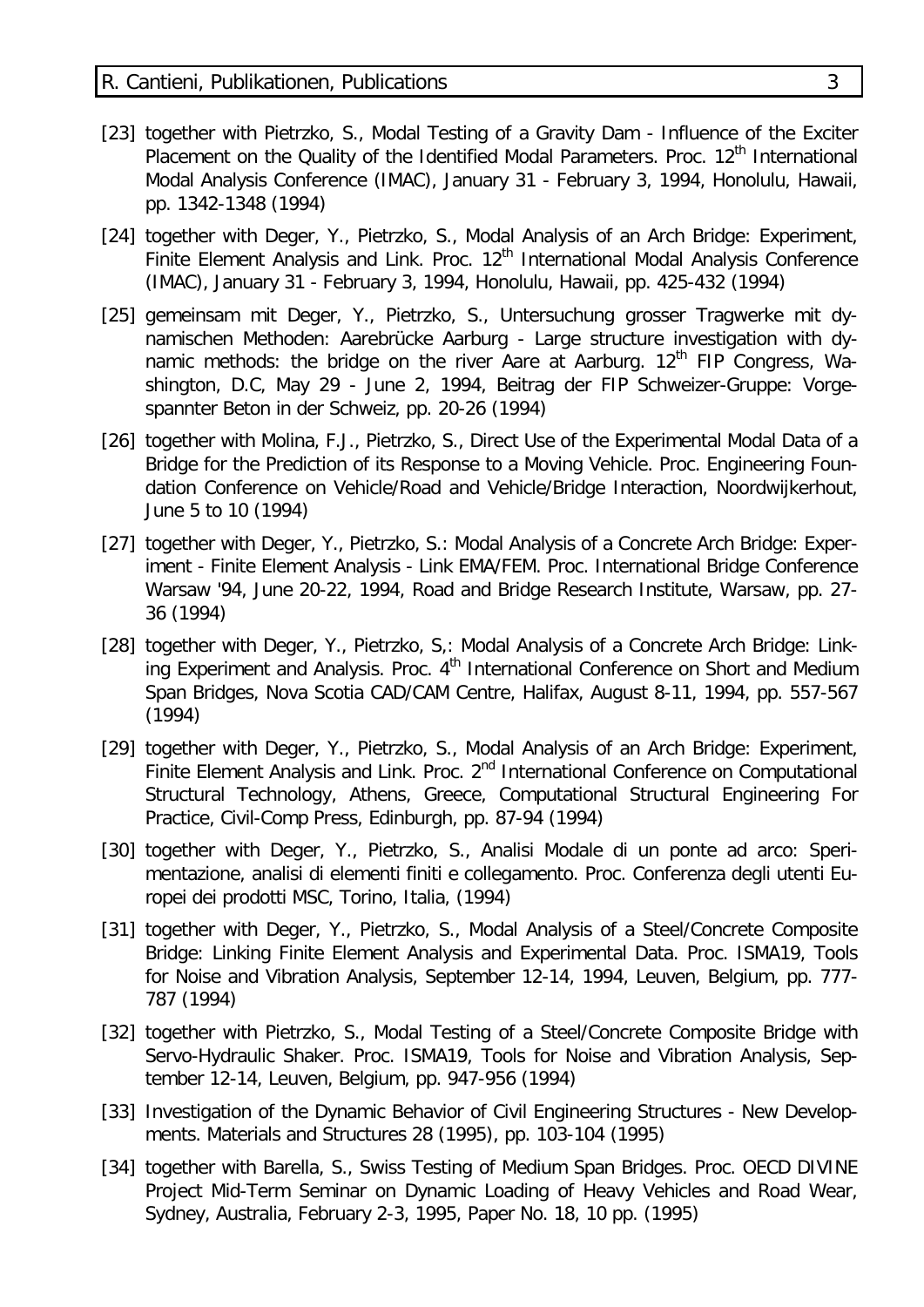[23] together with Pietrzko, S., Modal Testing of a Gravity Dam - Influence of the Exciter Placement on the Quality of the Identified Modal Parameters. Proc. 12th International Modal Analysis Conference (IMAC), January 31 - February 3, 1994, Honolulu, Hawaii, pp. 1342-1348 (1994)

[24] together with Deger, Y., Pietrzko, S., Modal Analysis of an Arch Bridge: Experiment, Finite Element Analysis and Link. Proc. 12th International Modal Analysis Conference (IMAC), January 31 - February 3, 1994, Honolulu, Hawaii, pp. 425-432 (1994)

[25] gemeinsam mit Deger, Y., Pietrzko, S., Untersuchung grosser Tragwerke mit dynamischen Methoden: Aarebrücke Aarburg - Large structure investigation with dynamic methods: the bridge on the river Aare at Aarburg. 12th FIP Congress, Washington, D.C, May 29 - June 2, 1994, Beitrag der FIP Schweizer-Gruppe: Vorgespannter Beton in der Schweiz, pp. 20-26 (1994)

[26] together with Molina, F.J., Pietrzko, S., Direct Use of the Experimental Modal Data of a Bridge for the Prediction of its Response to a Moving Vehicle. Proc. Engineering Foundation Conference on Vehicle/Road and Vehicle/Bridge Interaction, Noordwijkerhout, June 5 to 10 (1994)

[27] together with Deger, Y., Pietrzko, S.: Modal Analysis of a Concrete Arch Bridge: Experiment - Finite Element Analysis - Link EMA/FEM. Proc. International Bridge Conference Warsaw '94, June 20-22, 1994, Road and Bridge Research Institute, Warsaw, pp. 27-36 (1994)

[28] together with Deger, Y., Pietrzko, S,: Modal Analysis of a Concrete Arch Bridge: Linking Experiment and Analysis. Proc. 4th International Conference on Short and Medium Span Bridges, Nova Scotia CAD/CAM Centre, Halifax, August 8-11, 1994, pp. 557-567 (1994)

[29] together with Deger, Y., Pietrzko, S., Modal Analysis of an Arch Bridge: Experiment, Finite Element Analysis and Link. Proc. 2nd International Conference on Computational Structural Technology, Athens, Greece, Computational Structural Engineering For Practice, Civil-Comp Press, Edinburgh, pp. 87-94 (1994)

[30] together with Deger, Y., Pietrzko, S., Analisi Modale di un ponte ad arco: Sperimentazione, analisi di elementi finiti e collegamento. Proc. Conferenza degli utenti Europei dei prodotti MSC, Torino, Italia, (1994)

[31] together with Deger, Y., Pietrzko, S., Modal Analysis of a Steel/Concrete Composite Bridge: Linking Finite Element Analysis and Experimental Data. Proc. ISMA19, Tools for Noise and Vibration Analysis, September 12-14, 1994, Leuven, Belgium, pp. 777-787 (1994)

[32] together with Pietrzko, S., Modal Testing of a Steel/Concrete Composite Bridge with Servo-Hydraulic Shaker. Proc. ISMA19, Tools for Noise and Vibration Analysis, September 12-14, Leuven, Belgium, pp. 947-956 (1994)

[33] Investigation of the Dynamic Behavior of Civil Engineering Structures - New Developments. Materials and Structures 28 (1995), pp. 103-104 (1995)

[34] together with Barella, S., Swiss Testing of Medium Span Bridges. Proc. OECD DIVINE Project Mid-Term Seminar on Dynamic Loading of Heavy Vehicles and Road Wear, Sydney, Australia, February 2-3, 1995, Paper No. 18, 10 pp. (1995)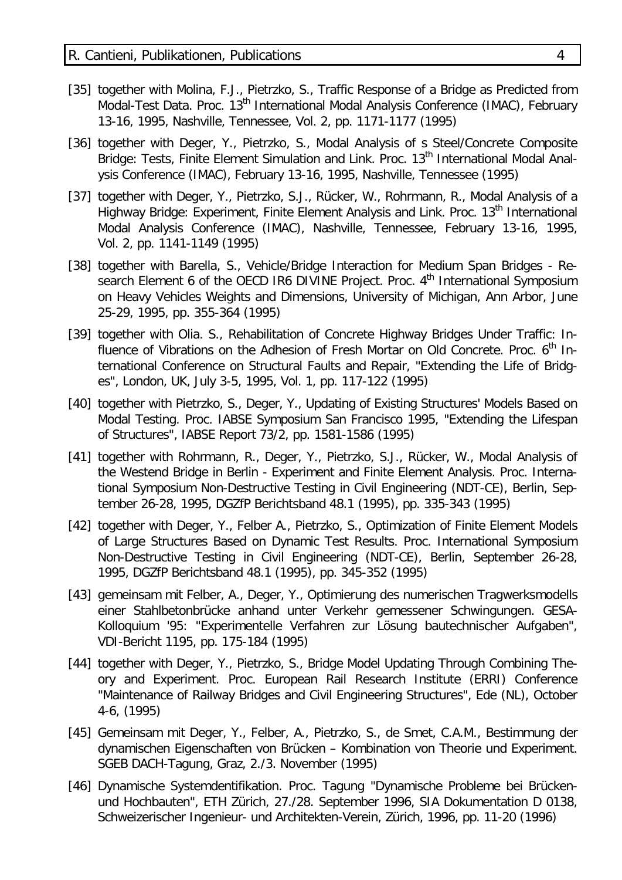[35] together with Molina, F.J., Pietrzko, S., Traffic Response of a Bridge as Predicted from Modal-Test Data. Proc. 13th International Modal Analysis Conference (IMAC), February 13-16, 1995, Nashville, Tennessee, Vol. 2, pp. 1171-1177 (1995)

[36] together with Deger, Y., Pietrzko, S., Modal Analysis of s Steel/Concrete Composite Bridge: Tests, Finite Element Simulation and Link. Proc. 13th International Modal Analysis Conference (IMAC), February 13-16, 1995, Nashville, Tennessee (1995)

[37] together with Deger, Y., Pietrzko, S.J., Rücker, W., Rohrmann, R., Modal Analysis of a Highway Bridge: Experiment, Finite Element Analysis and Link. Proc. 13th International Modal Analysis Conference (IMAC), Nashville, Tennessee, February 13-16, 1995, Vol. 2, pp. 1141-1149 (1995)

[38] together with Barella, S., Vehicle/Bridge Interaction for Medium Span Bridges - Research Element 6 of the OECD IR6 DIVINE Project. Proc. 4th International Symposium on Heavy Vehicles Weights and Dimensions, University of Michigan, Ann Arbor, June 25-29, 1995, pp. 355-364 (1995)

[39] together with Olia. S., Rehabilitation of Concrete Highway Bridges Under Traffic: Influence of Vibrations on the Adhesion of Fresh Mortar on Old Concrete. Proc. 6th International Conference on Structural Faults and Repair, "Extending the Life of Bridges", London, UK, July 3-5, 1995, Vol. 1, pp. 117-122 (1995)

[40] together with Pietrzko, S., Deger, Y., Updating of Existing Structures' Models Based on Modal Testing. Proc. IABSE Symposium San Francisco 1995, "Extending the Lifespan of Structures", IABSE Report 73/2, pp. 1581-1586 (1995)

[41] together with Rohrmann, R., Deger, Y., Pietrzko, S.J., Rücker, W., Modal Analysis of the Westend Bridge in Berlin - Experiment and Finite Element Analysis. Proc. International Symposium Non-Destructive Testing in Civil Engineering (NDT-CE), Berlin, September 26-28, 1995, DGZfP Berichtsband 48.1 (1995), pp. 335-343 (1995)

[42] together with Deger, Y., Felber A., Pietrzko, S., Optimization of Finite Element Models of Large Structures Based on Dynamic Test Results. Proc. International Symposium Non-Destructive Testing in Civil Engineering (NDT-CE), Berlin, September 26-28, 1995, DGZfP Berichtsband 48.1 (1995), pp. 345-352 (1995)

[43] gemeinsam mit Felber, A., Deger, Y., Optimierung des numerischen Tragwerksmodells einer Stahlbetonbrücke anhand unter Verkehr gemessener Schwingungen. GESA-Kolloquium '95: "Experimentelle Verfahren zur Lösung bautechnischer Aufgaben", VDI-Bericht 1195, pp. 175-184 (1995)

[44] together with Deger, Y., Pietrzko, S., Bridge Model Updating Through Combining Theory and Experiment. Proc. European Rail Research Institute (ERRI) Conference "Maintenance of Railway Bridges and Civil Engineering Structures", Ede (NL), October 4-6, (1995)

[45] Gemeinsam mit Deger, Y., Felber, A., Pietrzko, S., de Smet, C.A.M., Bestimmung der dynamischen Eigenschaften von Brücken – Kombination von Theorie und Experiment. SGEB DACH-Tagung, Graz, 2./3. November (1995)

[46] Dynamische Systemdentifikation. Proc. Tagung "Dynamische Probleme bei Brücken- und Hochbauten", ETH Zürich, 27./28. September 1996, SIA Dokumentation D 0138, Schweizerischer Ingenieur- und Architekten-Verein, Zürich, 1996, pp. 11-20 (1996)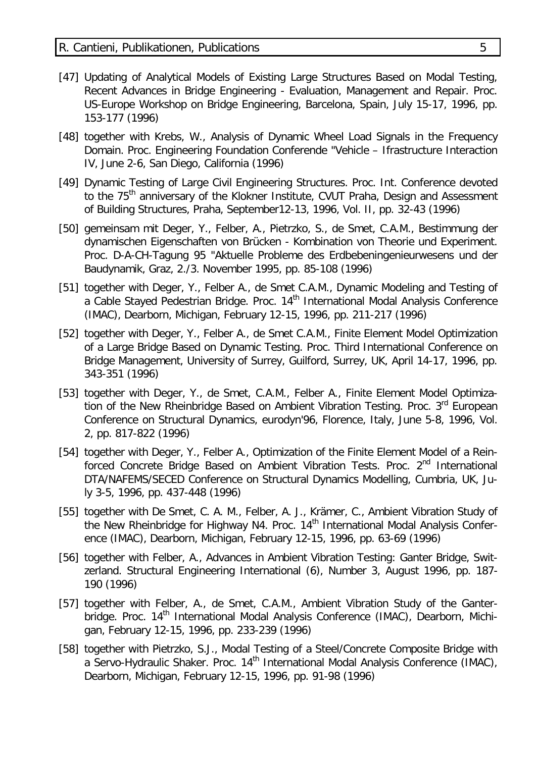[47] Updating of Analytical Models of Existing Large Structures Based on Modal Testing, Recent Advances in Bridge Engineering - Evaluation, Management and Repair. Proc. US-Europe Workshop on Bridge Engineering, Barcelona, Spain, July 15-17, 1996, pp. 153-177 (1996)

[48] together with Krebs, W., Analysis of Dynamic Wheel Load Signals in the Frequency Domain. Proc. Engineering Foundation Conferende "Vehicle – Ifrastructure Interaction IV, June 2-6, San Diego, California (1996)

[49] Dynamic Testing of Large Civil Engineering Structures. Proc. Int. Conference devoted to the 75th anniversary of the Klokner Institute, CVUT Praha, Design and Assessment of Building Structures, Praha, September12-13, 1996, Vol. II, pp. 32-43 (1996)

[50] gemeinsam mit Deger, Y., Felber, A., Pietrzko, S., de Smet, C.A.M., Bestimmung der dynamischen Eigenschaften von Brücken - Kombination von Theorie und Experiment. Proc. D-A-CH-Tagung 95 "Aktuelle Probleme des Erdbebeningenieurwesens und der Baudynamik, Graz, 2./3. November 1995, pp. 85-108 (1996)

[51] together with Deger, Y., Felber A., de Smet C.A.M., Dynamic Modeling and Testing of a Cable Stayed Pedestrian Bridge. Proc. 14th International Modal Analysis Conference (IMAC), Dearborn, Michigan, February 12-15, 1996, pp. 211-217 (1996)

[52] together with Deger, Y., Felber A., de Smet C.A.M., Finite Element Model Optimization of a Large Bridge Based on Dynamic Testing. Proc. Third International Conference on Bridge Management, University of Surrey, Guilford, Surrey, UK, April 14-17, 1996, pp. 343-351 (1996)

[53] together with Deger, Y., de Smet, C.A.M., Felber A., Finite Element Model Optimization of the New Rheinbridge Based on Ambient Vibration Testing. Proc. 3rd European Conference on Structural Dynamics, eurodyn'96, Florence, Italy, June 5-8, 1996, Vol. 2, pp. 817-822 (1996)

[54] together with Deger, Y., Felber A., Optimization of the Finite Element Model of a Reinforced Concrete Bridge Based on Ambient Vibration Tests. Proc. 2nd International DTA/NAFEMS/SECED Conference on Structural Dynamics Modelling, Cumbria, UK, July 3-5, 1996, pp. 437-448 (1996)

[55] together with De Smet, C. A. M., Felber, A. J., Krämer, C., Ambient Vibration Study of the New Rheinbridge for Highway N4. Proc. 14th International Modal Analysis Conference (IMAC), Dearborn, Michigan, February 12-15, 1996, pp. 63-69 (1996)

[56] together with Felber, A., Advances in Ambient Vibration Testing: Ganter Bridge, Switzerland. Structural Engineering International (6), Number 3, August 1996, pp. 187-190 (1996)

[57] together with Felber, A., de Smet, C.A.M., Ambient Vibration Study of the Ganterbridge. Proc. 14th International Modal Analysis Conference (IMAC), Dearborn, Michigan, February 12-15, 1996, pp. 233-239 (1996)

[58] together with Pietrzko, S.J., Modal Testing of a Steel/Concrete Composite Bridge with a Servo-Hydraulic Shaker. Proc. 14th International Modal Analysis Conference (IMAC), Dearborn, Michigan, February 12-15, 1996, pp. 91-98 (1996)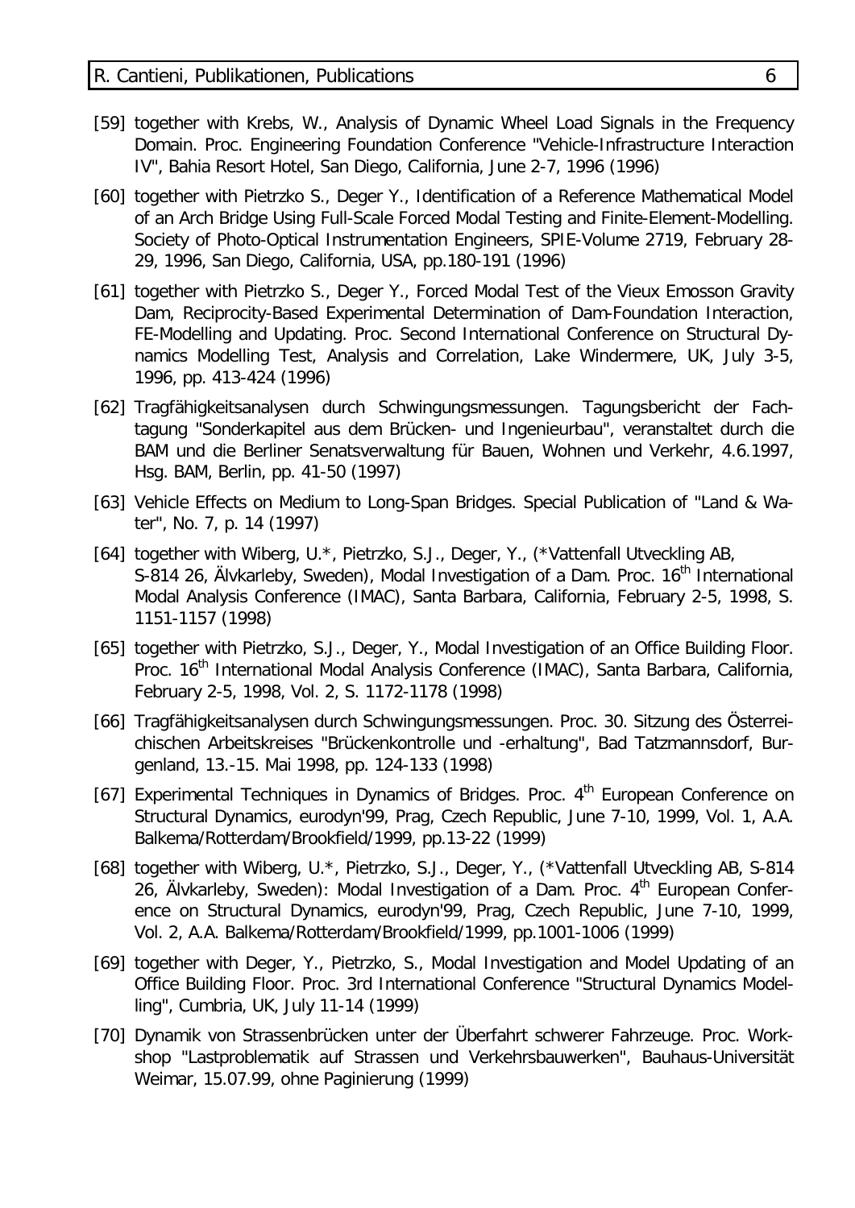[59] together with Krebs, W., Analysis of Dynamic Wheel Load Signals in the Frequency Domain. Proc. Engineering Foundation Conference "Vehicle-Infrastructure Interaction IV", Bahia Resort Hotel, San Diego, California, June 2-7, 1996 (1996)

[60] together with Pietrzko S., Deger Y., Identification of a Reference Mathematical Model of an Arch Bridge Using Full-Scale Forced Modal Testing and Finite-Element-Modelling. Society of Photo-Optical Instrumentation Engineers, SPIE-Volume 2719, February 28-29, 1996, San Diego, California, USA, pp.180-191 (1996)

[61] together with Pietrzko S., Deger Y., Forced Modal Test of the Vieux Emosson Gravity Dam, Reciprocity-Based Experimental Determination of Dam-Foundation Interaction, FE-Modelling and Updating. Proc. Second International Conference on Structural Dynamics Modelling Test, Analysis and Correlation, Lake Windermere, UK, July 3-5, 1996, pp. 413-424 (1996)

[62] Tragfähigkeitsanalysen durch Schwingungsmessungen. Tagungsbericht der Fachtagung "Sonderkapitel aus dem Brücken- und Ingenieurbau", veranstaltet durch die BAM und die Berliner Senatsverwaltung für Bauen, Wohnen und Verkehr, 4.6.1997, Hsg. BAM, Berlin, pp. 41-50 (1997)

[63] Vehicle Effects on Medium to Long-Span Bridges. Special Publication of "Land & Water", No. 7, p. 14 (1997)

[64] together with Wiberg, U.*, Pietrzko, S.J., Deger, Y., (*Vattenfall Utveckling AB, S-814 26, Älvkarleby, Sweden), Modal Investigation of a Dam. Proc. 16th International Modal Analysis Conference (IMAC), Santa Barbara, California, February 2-5, 1998, S. 1151-1157 (1998)

[65] together with Pietrzko, S.J., Deger, Y., Modal Investigation of an Office Building Floor. Proc. 16th International Modal Analysis Conference (IMAC), Santa Barbara, California, February 2-5, 1998, Vol. 2, S. 1172-1178 (1998)

[66] Tragfähigkeitsanalysen durch Schwingungsmessungen. Proc. 30. Sitzung des Österreichischen Arbeitskreises "Brückenkontrolle und -erhaltung", Bad Tatzmannsdorf, Burgenland, 13.-15. Mai 1998, pp. 124-133 (1998)

[67] Experimental Techniques in Dynamics of Bridges. Proc. 4th European Conference on Structural Dynamics, eurodyn'99, Prag, Czech Republic, June 7-10, 1999, Vol. 1, A.A. Balkema/Rotterdam/Brookfield/1999, pp.13-22 (1999)

[68] together with Wiberg, U.*, Pietrzko, S.J., Deger, Y., (*Vattenfall Utveckling AB, S-814 26, Älvkarleby, Sweden): Modal Investigation of a Dam. Proc. 4th European Conference on Structural Dynamics, eurodyn'99, Prag, Czech Republic, June 7-10, 1999, Vol. 2, A.A. Balkema/Rotterdam/Brookfield/1999, pp.1001-1006 (1999)

[69] together with Deger, Y., Pietrzko, S., Modal Investigation and Model Updating of an Office Building Floor. Proc. 3rd International Conference "Structural Dynamics Modelling", Cumbria, UK, July 11-14 (1999)

[70] Dynamik von Strassenbrücken unter der Überfahrt schwerer Fahrzeuge. Proc. Workshop "Lastproblematik auf Strassen und Verkehrsbauwerken", Bauhaus-Universität Weimar, 15.07.99, ohne Paginierung (1999)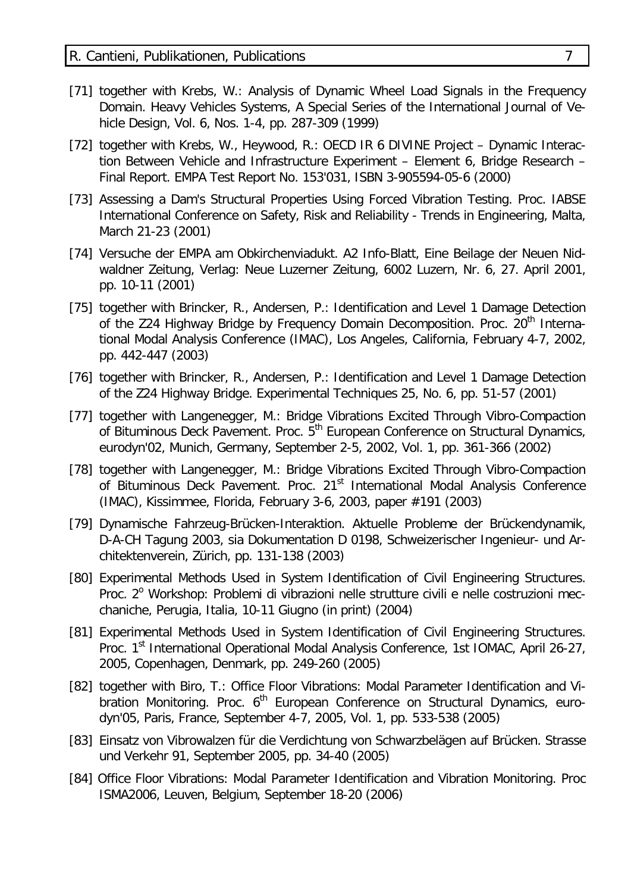[71] together with Krebs, W.: Analysis of Dynamic Wheel Load Signals in the Frequency Domain. Heavy Vehicles Systems, A Special Series of the International Journal of Vehicle Design, Vol. 6, Nos. 1-4, pp. 287-309 (1999)

[72] together with Krebs, W., Heywood, R.: OECD IR 6 DIVINE Project – Dynamic Interaction Between Vehicle and Infrastructure Experiment – Element 6, Bridge Research – Final Report. EMPA Test Report No. 153'031, ISBN 3-905594-05-6 (2000)

[73] Assessing a Dam's Structural Properties Using Forced Vibration Testing. Proc. IABSE International Conference on Safety, Risk and Reliability - Trends in Engineering, Malta, March 21-23 (2001)

[74] Versuche der EMPA am Obkirchenviadukt. A2 Info-Blatt, Eine Beilage der Neuen Nidwaldner Zeitung, Verlag: Neue Luzerner Zeitung, 6002 Luzern, Nr. 6, 27. April 2001, pp. 10-11 (2001)

[75] together with Brincker, R., Andersen, P.: Identification and Level 1 Damage Detection of the Z24 Highway Bridge by Frequency Domain Decomposition. Proc. 20th International Modal Analysis Conference (IMAC), Los Angeles, California, February 4-7, 2002, pp. 442-447 (2003)

[76] together with Brincker, R., Andersen, P.: Identification and Level 1 Damage Detection of the Z24 Highway Bridge. Experimental Techniques 25, No. 6, pp. 51-57 (2001)

[77] together with Langenegger, M.: Bridge Vibrations Excited Through Vibro-Compaction of Bituminous Deck Pavement. Proc. 5th European Conference on Structural Dynamics, eurodyn'02, Munich, Germany, September 2-5, 2002, Vol. 1, pp. 361-366 (2002)

[78] together with Langenegger, M.: Bridge Vibrations Excited Through Vibro-Compaction of Bituminous Deck Pavement. Proc. 21st International Modal Analysis Conference (IMAC), Kissimmee, Florida, February 3-6, 2003, paper #191 (2003)

[79] Dynamische Fahrzeug-Brücken-Interaktion. Aktuelle Probleme der Brückendynamik, D-A-CH Tagung 2003, sia Dokumentation D 0198, Schweizerischer Ingenieur- und Architektenverein, Zürich, pp. 131-138 (2003)

[80] Experimental Methods Used in System Identification of Civil Engineering Structures. Proc. 2° Workshop: Problemi di vibrazioni nelle strutture civili e nelle costruzioni meccaniche, Perugia, Italia, 10-11 Giugno (in print) (2004)

[81] Experimental Methods Used in System Identification of Civil Engineering Structures. Proc. 1st International Operational Modal Analysis Conference, 1st IOMAC, April 26-27, 2005, Copenhagen, Denmark, pp. 249-260 (2005)

[82] together with Biro, T.: Office Floor Vibrations: Modal Parameter Identification and Vibration Monitoring. Proc. 6th European Conference on Structural Dynamics, eurodyn'05, Paris, France, September 4-7, 2005, Vol. 1, pp. 533-538 (2005)

[83] Einsatz von Vibrowalzen für die Verdichtung von Schwarzbelägen auf Brücken. Strasse und Verkehr 91, September 2005, pp. 34-40 (2005)

[84] Office Floor Vibrations: Modal Parameter Identification and Vibration Monitoring. Proc ISMA2006, Leuven, Belgium, September 18-20 (2006)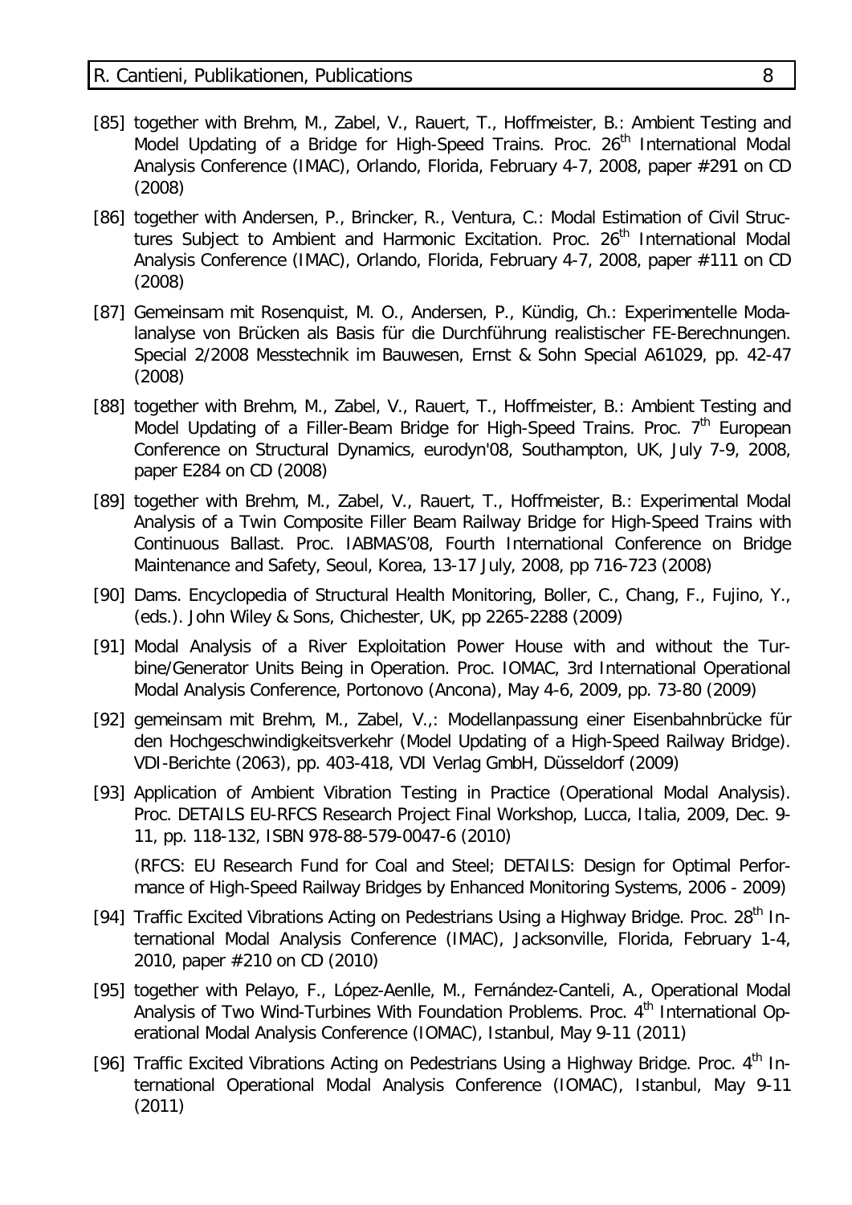- [85] together with Brehm, M., Zabel, V., Rauert, T., Hoffmeister, B.: Ambient Testing and Model Updating of a Bridge for High-Speed Trains. Proc. 26th International Modal Analysis Conference (IMAC), Orlando, Florida, February 4-7, 2008, paper #291 on CD (2008)
- [86] together with Andersen, P., Brincker, R., Ventura, C.: Modal Estimation of Civil Structures Subject to Ambient and Harmonic Excitation. Proc. 26th International Modal Analysis Conference (IMAC), Orlando, Florida, February 4-7, 2008, paper #111 on CD (2008)
- [87] Gemeinsam mit Rosenquist, M. O., Andersen, P., Kündig, Ch.: Experimentelle Modalanalyse von Brücken als Basis für die Durchführung realistischer FE-Berechnungen. Special 2/2008 Messtechnik im Bauwesen, Ernst & Sohn Special A61029, pp. 42-47 (2008)
- [88] together with Brehm, M., Zabel, V., Rauert, T., Hoffmeister, B.: Ambient Testing and Model Updating of a Filler-Beam Bridge for High-Speed Trains. Proc. 7th European Conference on Structural Dynamics, eurodyn'08, Southampton, UK, July 7-9, 2008, paper E284 on CD (2008)
- [89] together with Brehm, M., Zabel, V., Rauert, T., Hoffmeister, B.: Experimental Modal Analysis of a Twin Composite Filler Beam Railway Bridge for High-Speed Trains with Continuous Ballast. Proc. IABMAS'08, Fourth International Conference on Bridge Maintenance and Safety, Seoul, Korea, 13-17 July, 2008, pp 716-723 (2008)
- [90] Dams. Encyclopedia of Structural Health Monitoring, Boller, C., Chang, F., Fujino, Y., (eds.). John Wiley & Sons, Chichester, UK, pp 2265-2288 (2009)
- [91] Modal Analysis of a River Exploitation Power House with and without the Turbine/Generator Units Being in Operation. Proc. IOMAC, 3rd International Operational Modal Analysis Conference, Portonovo (Ancona), May 4-6, 2009, pp. 73-80 (2009)
- [92] gemeinsam mit Brehm, M., Zabel, V.,: Modellanpassung einer Eisenbahnbrücke für den Hochgeschwindigkeitsverkehr (Model Updating of a High-Speed Railway Bridge). VDI-Berichte (2063), pp. 403-418, VDI Verlag GmbH, Düsseldorf (2009)
- [93] Application of Ambient Vibration Testing in Practice (Operational Modal Analysis). Proc. DETAILS EU-RFCS Research Project Final Workshop, Lucca, Italia, 2009, Dec. 9-11, pp. 118-132, ISBN 978-88-579-0047-6 (2010)

  (RFCS: EU Research Fund for Coal and Steel; DETAILS: Design for Optimal Performance of High-Speed Railway Bridges by Enhanced Monitoring Systems, 2006 - 2009)
- [94] Traffic Excited Vibrations Acting on Pedestrians Using a Highway Bridge. Proc. 28th International Modal Analysis Conference (IMAC), Jacksonville, Florida, February 1-4, 2010, paper #210 on CD (2010)
- [95] together with Pelayo, F., López-Aenlle, M., Fernández-Canteli, A., Operational Modal Analysis of Two Wind-Turbines With Foundation Problems. Proc. 4th International Operational Modal Analysis Conference (IOMAC), Istanbul, May 9-11 (2011)
- [96] Traffic Excited Vibrations Acting on Pedestrians Using a Highway Bridge. Proc. 4th International Operational Modal Analysis Conference (IOMAC), Istanbul, May 9-11 (2011)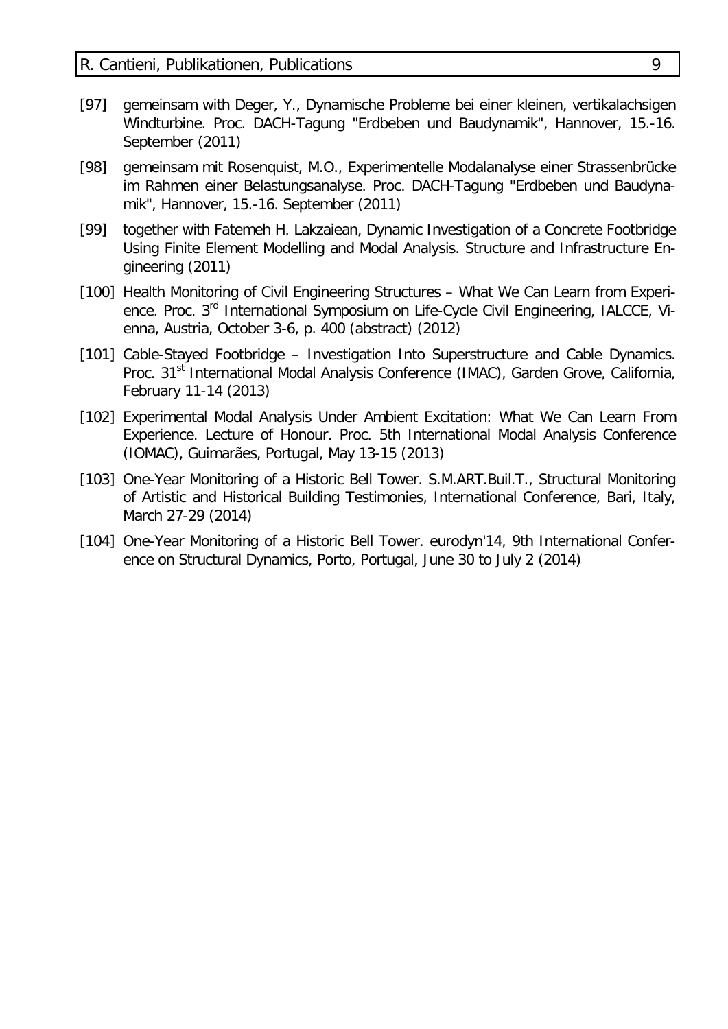[97] gemeinsam with Deger, Y., Dynamische Probleme bei einer kleinen, vertikalachsigen Windturbine. Proc. DACH-Tagung "Erdbeben und Baudynamik", Hannover, 15.-16. September (2011)

[98] gemeinsam mit Rosenquist, M.O., Experimentelle Modalanalyse einer Strassenbrücke im Rahmen einer Belastungsanalyse. Proc. DACH-Tagung "Erdbeben und Baudynamik", Hannover, 15.-16. September (2011)

[99] together with Fatemeh H. Lakzaiean, Dynamic Investigation of a Concrete Footbridge Using Finite Element Modelling and Modal Analysis. Structure and Infrastructure Engineering (2011)

[100] Health Monitoring of Civil Engineering Structures – What We Can Learn from Experience. Proc. 3rd International Symposium on Life-Cycle Civil Engineering, IALCCE, Vienna, Austria, October 3-6, p. 400 (abstract) (2012)

[101] Cable-Stayed Footbridge – Investigation Into Superstructure and Cable Dynamics. Proc. 31st International Modal Analysis Conference (IMAC), Garden Grove, California, February 11-14 (2013)

[102] Experimental Modal Analysis Under Ambient Excitation: What We Can Learn From Experience. Lecture of Honour. Proc. 5th International Modal Analysis Conference (IOMAC), Guimarães, Portugal, May 13-15 (2013)

[103] One-Year Monitoring of a Historic Bell Tower. S.M.ART.Buil.T., Structural Monitoring of Artistic and Historical Building Testimonies, International Conference, Bari, Italy, March 27-29 (2014)

[104] One-Year Monitoring of a Historic Bell Tower. eurodyn'14, 9th International Conference on Structural Dynamics, Porto, Portugal, June 30 to July 2 (2014)